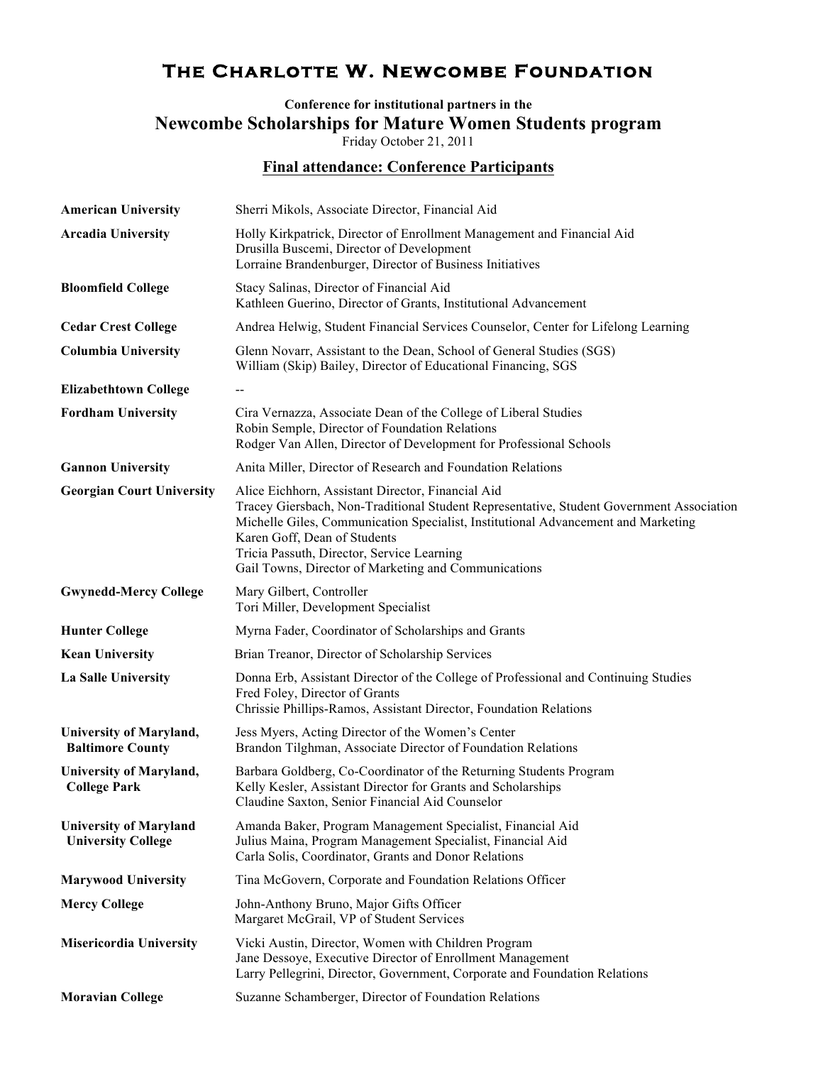# The Charlotte W. Newcombe Foundation

**Conference for institutional partners in the**

## Newcombe Scholarships for Mature Women Students program

Friday October 21, 2011

### Final attendance: Conference Participants

| Institution | Participants |
|---|---|
| **American University** | Sherri Mikols, Associate Director, Financial Aid |
| **Arcadia University** | Holly Kirkpatrick, Director of Enrollment Management and Financial Aid<br>Drusilla Buscemi, Director of Development<br>Lorraine Brandenburger, Director of Business Initiatives |
| **Bloomfield College** | Stacy Salinas, Director of Financial Aid<br>Kathleen Guerino, Director of Grants, Institutional Advancement |
| **Cedar Crest College** | Andrea Helwig, Student Financial Services Counselor, Center for Lifelong Learning |
| **Columbia University** | Glenn Novarr, Assistant to the Dean, School of General Studies (SGS)<br>William (Skip) Bailey, Director of Educational Financing, SGS |
| **Elizabethtown College** | -- |
| **Fordham University** | Cira Vernazza, Associate Dean of the College of Liberal Studies<br>Robin Semple, Director of Foundation Relations<br>Rodger Van Allen, Director of Development for Professional Schools |
| **Gannon University** | Anita Miller, Director of Research and Foundation Relations |
| **Georgian Court University** | Alice Eichhorn, Assistant Director, Financial Aid<br>Tracey Giersbach, Non-Traditional Student Representative, Student Government Association<br>Michelle Giles, Communication Specialist, Institutional Advancement and Marketing<br>Karen Goff, Dean of Students<br>Tricia Passuth, Director, Service Learning<br>Gail Towns, Director of Marketing and Communications |
| **Gwynedd-Mercy College** | Mary Gilbert, Controller<br>Tori Miller, Development Specialist |
| **Hunter College** | Myrna Fader, Coordinator of Scholarships and Grants |
| **Kean University** | Brian Treanor, Director of Scholarship Services |
| **La Salle University** | Donna Erb, Assistant Director of the College of Professional and Continuing Studies<br>Fred Foley, Director of Grants<br>Chrissie Phillips-Ramos, Assistant Director, Foundation Relations |
| **University of Maryland, Baltimore County** | Jess Myers, Acting Director of the Women's Center<br>Brandon Tilghman, Associate Director of Foundation Relations |
| **University of Maryland, College Park** | Barbara Goldberg, Co-Coordinator of the Returning Students Program<br>Kelly Kesler, Assistant Director for Grants and Scholarships<br>Claudine Saxton, Senior Financial Aid Counselor |
| **University of Maryland University College** | Amanda Baker, Program Management Specialist, Financial Aid<br>Julius Maina, Program Management Specialist, Financial Aid<br>Carla Solis, Coordinator, Grants and Donor Relations |
| **Marywood University** | Tina McGovern, Corporate and Foundation Relations Officer |
| **Mercy College** | John-Anthony Bruno, Major Gifts Officer<br>Margaret McGrail, VP of Student Services |
| **Misericordia University** | Vicki Austin, Director, Women with Children Program<br>Jane Dessoye, Executive Director of Enrollment Management<br>Larry Pellegrini, Director, Government, Corporate and Foundation Relations |
| **Moravian College** | Suzanne Schamberger, Director of Foundation Relations |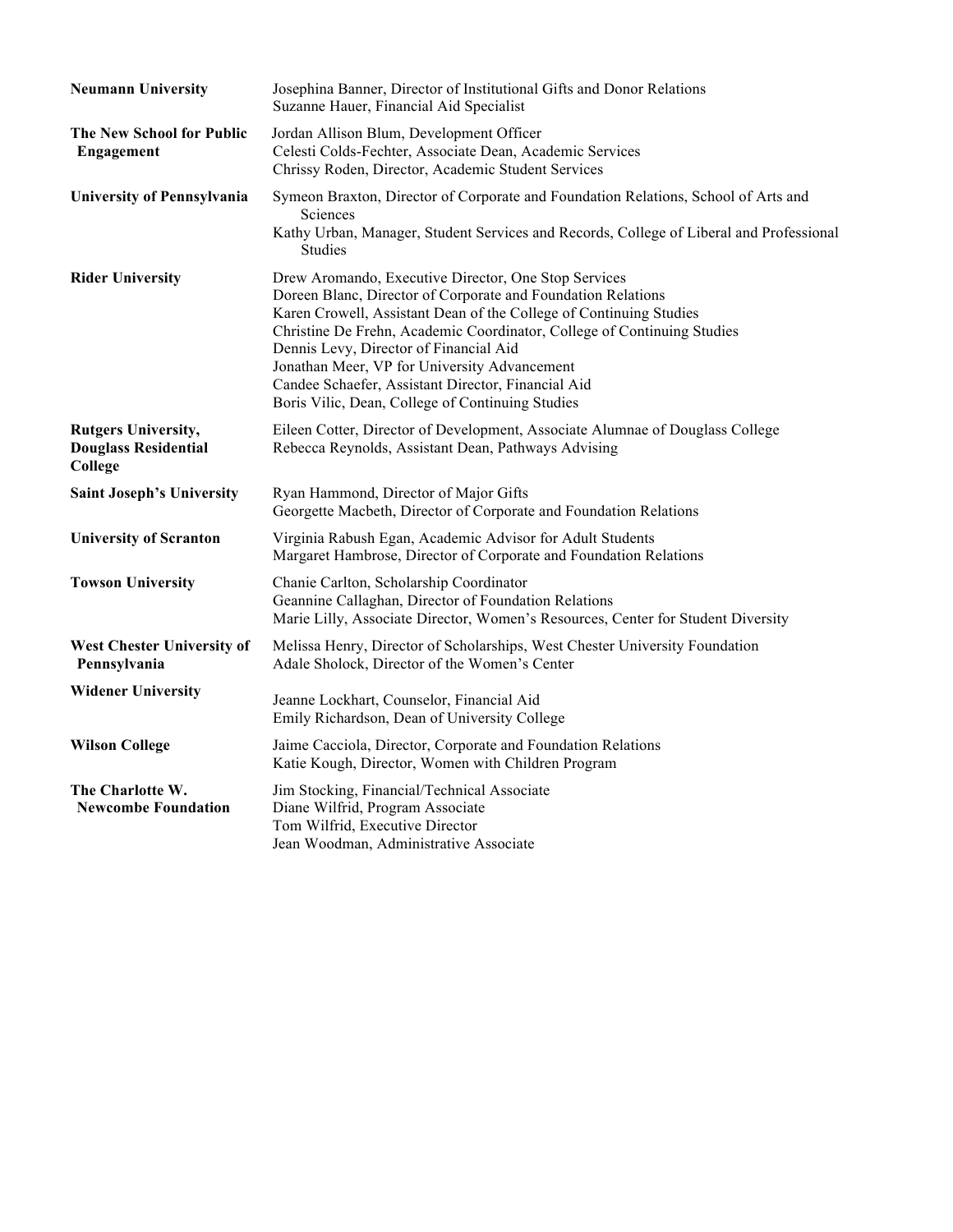| | |
|---|---|
| **Neumann University** | Josephina Banner, Director of Institutional Gifts and Donor Relations<br>Suzanne Hauer, Financial Aid Specialist |
| **The New School for Public Engagement** | Jordan Allison Blum, Development Officer<br>Celesti Colds-Fechter, Associate Dean, Academic Services<br>Chrissy Roden, Director, Academic Student Services |
| **University of Pennsylvania** | Symeon Braxton, Director of Corporate and Foundation Relations, School of Arts and Sciences<br>Kathy Urban, Manager, Student Services and Records, College of Liberal and Professional Studies |
| **Rider University** | Drew Aromando, Executive Director, One Stop Services<br>Doreen Blanc, Director of Corporate and Foundation Relations<br>Karen Crowell, Assistant Dean of the College of Continuing Studies<br>Christine De Frehn, Academic Coordinator, College of Continuing Studies<br>Dennis Levy, Director of Financial Aid<br>Jonathan Meer, VP for University Advancement<br>Candee Schaefer, Assistant Director, Financial Aid<br>Boris Vilic, Dean, College of Continuing Studies |
| **Rutgers University, Douglass Residential College** | Eileen Cotter, Director of Development, Associate Alumnae of Douglass College<br>Rebecca Reynolds, Assistant Dean, Pathways Advising |
| **Saint Joseph's University** | Ryan Hammond, Director of Major Gifts<br>Georgette Macbeth, Director of Corporate and Foundation Relations |
| **University of Scranton** | Virginia Rabush Egan, Academic Advisor for Adult Students<br>Margaret Hambrose, Director of Corporate and Foundation Relations |
| **Towson University** | Chanie Carlton, Scholarship Coordinator<br>Geannine Callaghan, Director of Foundation Relations<br>Marie Lilly, Associate Director, Women's Resources, Center for Student Diversity |
| **West Chester University of Pennsylvania** | Melissa Henry, Director of Scholarships, West Chester University Foundation<br>Adale Sholock, Director of the Women's Center |
| **Widener University** | Jeanne Lockhart, Counselor, Financial Aid<br>Emily Richardson, Dean of University College |
| **Wilson College** | Jaime Cacciola, Director, Corporate and Foundation Relations<br>Katie Kough, Director, Women with Children Program |
| **The Charlotte W. Newcombe Foundation** | Jim Stocking, Financial/Technical Associate<br>Diane Wilfrid, Program Associate<br>Tom Wilfrid, Executive Director<br>Jean Woodman, Administrative Associate |